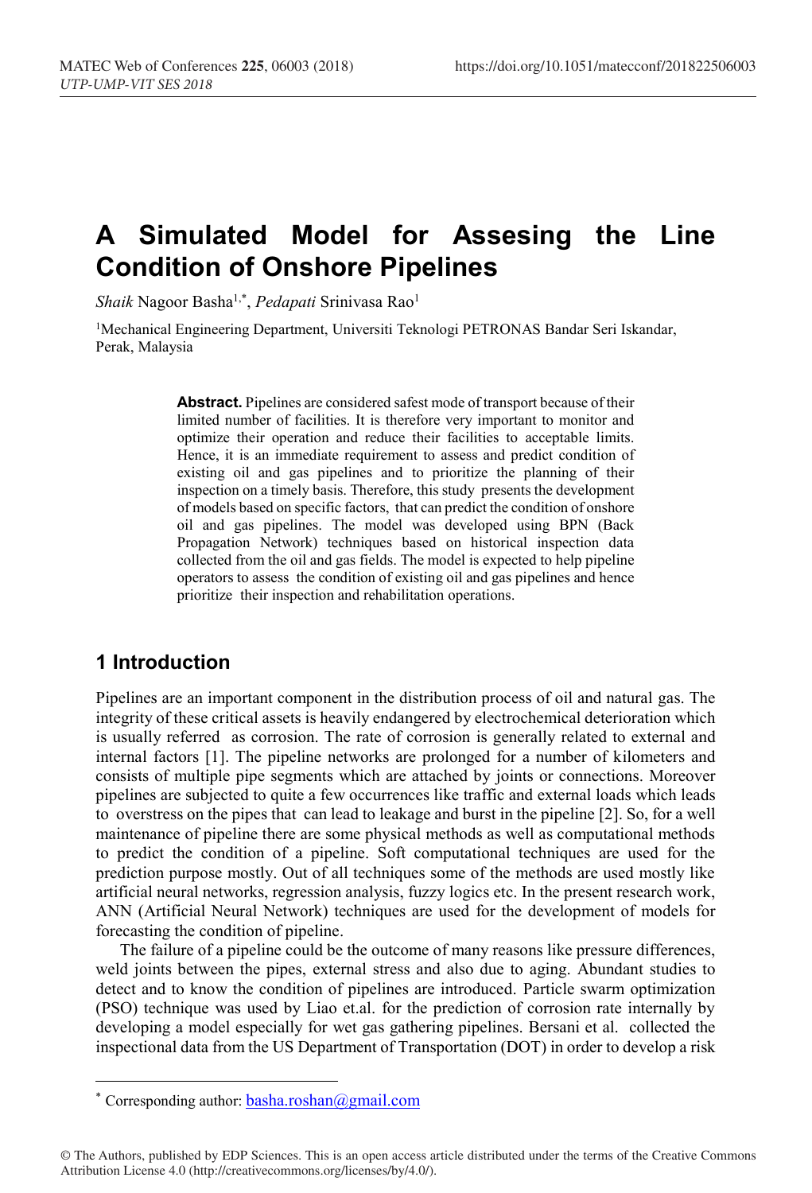# A Simulated Model for Assesing the Line Condition of Onshore Pipelines

*Shaik* Nagoor Basha[1,*], *Pedapati* Srinivasa Rao[1]

[1]Mechanical Engineering Department, Universiti Teknologi PETRONAS Bandar Seri Iskandar, Perak, Malaysia

**Abstract.** Pipelines are considered safest mode of transport because of their limited number of facilities. It is therefore very important to monitor and optimize their operation and reduce their facilities to acceptable limits. Hence, it is an immediate requirement to assess and predict condition of existing oil and gas pipelines and to prioritize the planning of their inspection on a timely basis. Therefore, this study presents the development of models based on specific factors, that can predict the condition of onshore oil and gas pipelines. The model was developed using BPN (Back Propagation Network) techniques based on historical inspection data collected from the oil and gas fields. The model is expected to help pipeline operators to assess the condition of existing oil and gas pipelines and hence prioritize their inspection and rehabilitation operations.

## 1 Introduction

Pipelines are an important component in the distribution process of oil and natural gas. The integrity of these critical assets is heavily endangered by electrochemical deterioration which is usually referred as corrosion. The rate of corrosion is generally related to external and internal factors [1]. The pipeline networks are prolonged for a number of kilometers and consists of multiple pipe segments which are attached by joints or connections. Moreover pipelines are subjected to quite a few occurrences like traffic and external loads which leads to overstress on the pipes that can lead to leakage and burst in the pipeline [2]. So, for a well maintenance of pipeline there are some physical methods as well as computational methods to predict the condition of a pipeline. Soft computational techniques are used for the prediction purpose mostly. Out of all techniques some of the methods are used mostly like artificial neural networks, regression analysis, fuzzy logics etc. In the present research work, ANN (Artificial Neural Network) techniques are used for the development of models for forecasting the condition of pipeline.

The failure of a pipeline could be the outcome of many reasons like pressure differences, weld joints between the pipes, external stress and also due to aging. Abundant studies to detect and to know the condition of pipelines are introduced. Particle swarm optimization (PSO) technique was used by Liao et.al. for the prediction of corrosion rate internally by developing a model especially for wet gas gathering pipelines. Bersani et al. collected the inspectional data from the US Department of Transportation (DOT) in order to develop a risk

* Corresponding author: basha.roshan@gmail.com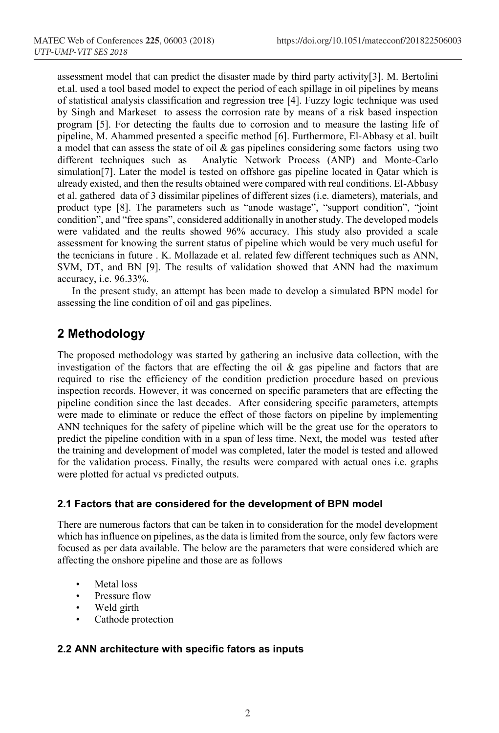assessment model that can predict the disaster made by third party activity[3]. M. Bertolini et.al. used a tool based model to expect the period of each spillage in oil pipelines by means of statistical analysis classification and regression tree [4]. Fuzzy logic technique was used by Singh and Markeset to assess the corrosion rate by means of a risk based inspection program [5]. For detecting the faults due to corrosion and to measure the lasting life of pipeline, M. Ahammed presented a specific method [6]. Furthermore, El-Abbasy et al. built a model that can assess the state of oil & gas pipelines considering some factors using two different techniques such as Analytic Network Process (ANP) and Monte-Carlo simulation[7]. Later the model is tested on offshore gas pipeline located in Qatar which is already existed, and then the results obtained were compared with real conditions. El-Abbasy et al. gathered data of 3 dissimilar pipelines of different sizes (i.e. diameters), materials, and product type [8]. The parameters such as "anode wastage", "support condition", "joint condition", and "free spans", considered additionally in another study. The developed models were validated and the reults showed 96% accuracy. This study also provided a scale assessment for knowing the surrent status of pipeline which would be very much useful for the tecnicians in future . K. Mollazade et al. related few different techniques such as ANN, SVM, DT, and BN [9]. The results of validation showed that ANN had the maximum accuracy, i.e. 96.33%.

In the present study, an attempt has been made to develop a simulated BPN model for assessing the line condition of oil and gas pipelines.

## 2 Methodology

The proposed methodology was started by gathering an inclusive data collection, with the investigation of the factors that are effecting the oil & gas pipeline and factors that are required to rise the efficiency of the condition prediction procedure based on previous inspection records. However, it was concerned on specific parameters that are effecting the pipeline condition since the last decades. After considering specific parameters, attempts were made to eliminate or reduce the effect of those factors on pipeline by implementing ANN techniques for the safety of pipeline which will be the great use for the operators to predict the pipeline condition with in a span of less time. Next, the model was tested after the training and development of model was completed, later the model is tested and allowed for the validation process. Finally, the results were compared with actual ones i.e. graphs were plotted for actual vs predicted outputs.

### 2.1 Factors that are considered for the development of BPN model

There are numerous factors that can be taken in to consideration for the model development which has influence on pipelines, as the data is limited from the source, only few factors were focused as per data available. The below are the parameters that were considered which are affecting the onshore pipeline and those are as follows

- Metal loss
- Pressure flow
- Weld girth
- Cathode protection

### 2.2 ANN architecture with specific fators as inputs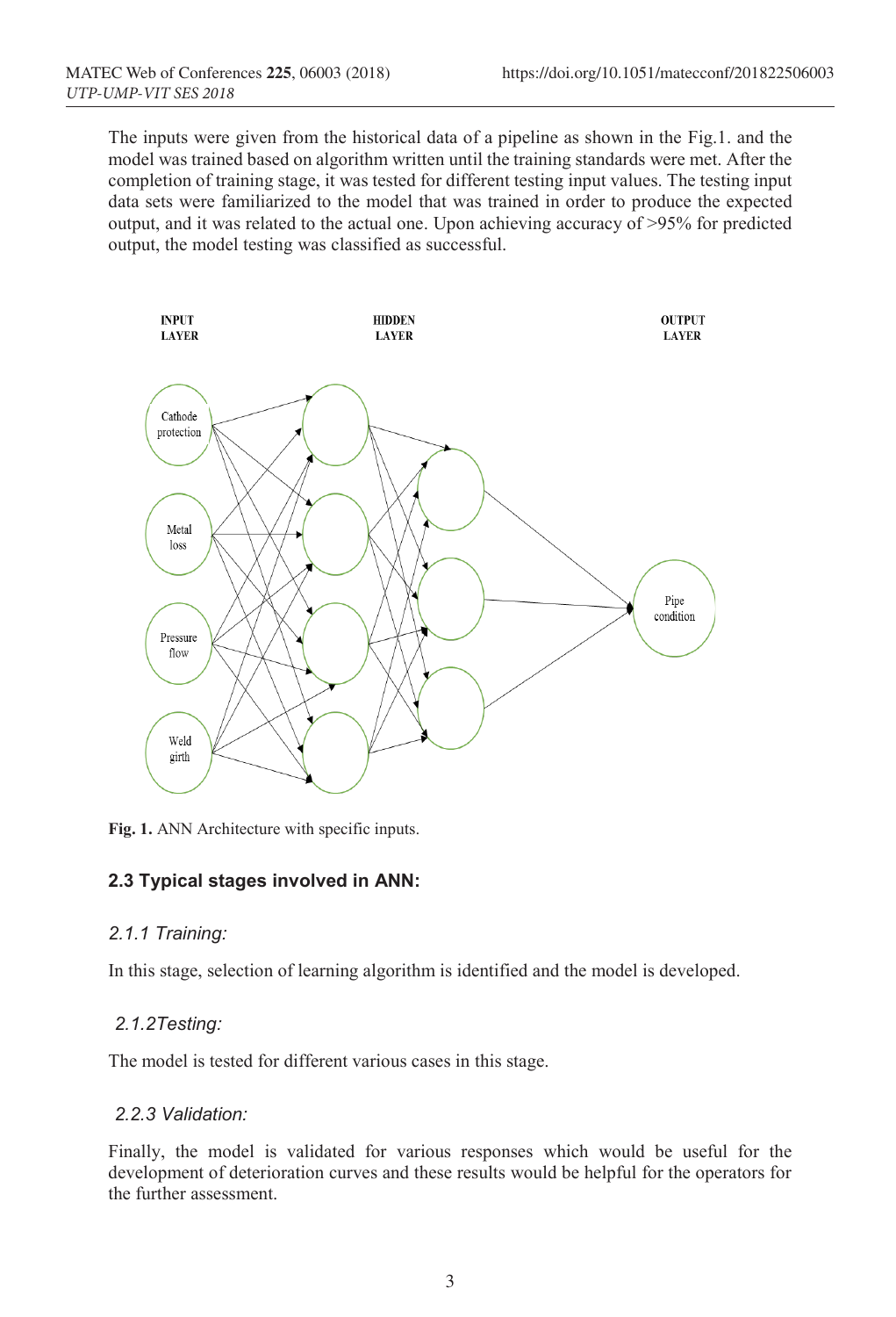The inputs were given from the historical data of a pipeline as shown in the Fig.1. and the model was trained based on algorithm written until the training standards were met. After the completion of training stage, it was tested for different testing input values. The testing input data sets were familiarized to the model that was trained in order to produce the expected output, and it was related to the actual one. Upon achieving accuracy of >95% for predicted output, the model testing was classified as successful.

**Fig. 1.** ANN Architecture with specific inputs.

## 2.3 Typical stages involved in ANN:

### *2.1.1 Training:*

In this stage, selection of learning algorithm is identified and the model is developed.

### *2.1.2Testing:*

The model is tested for different various cases in this stage.

### *2.2.3 Validation:*

Finally, the model is validated for various responses which would be useful for the development of deterioration curves and these results would be helpful for the operators for the further assessment.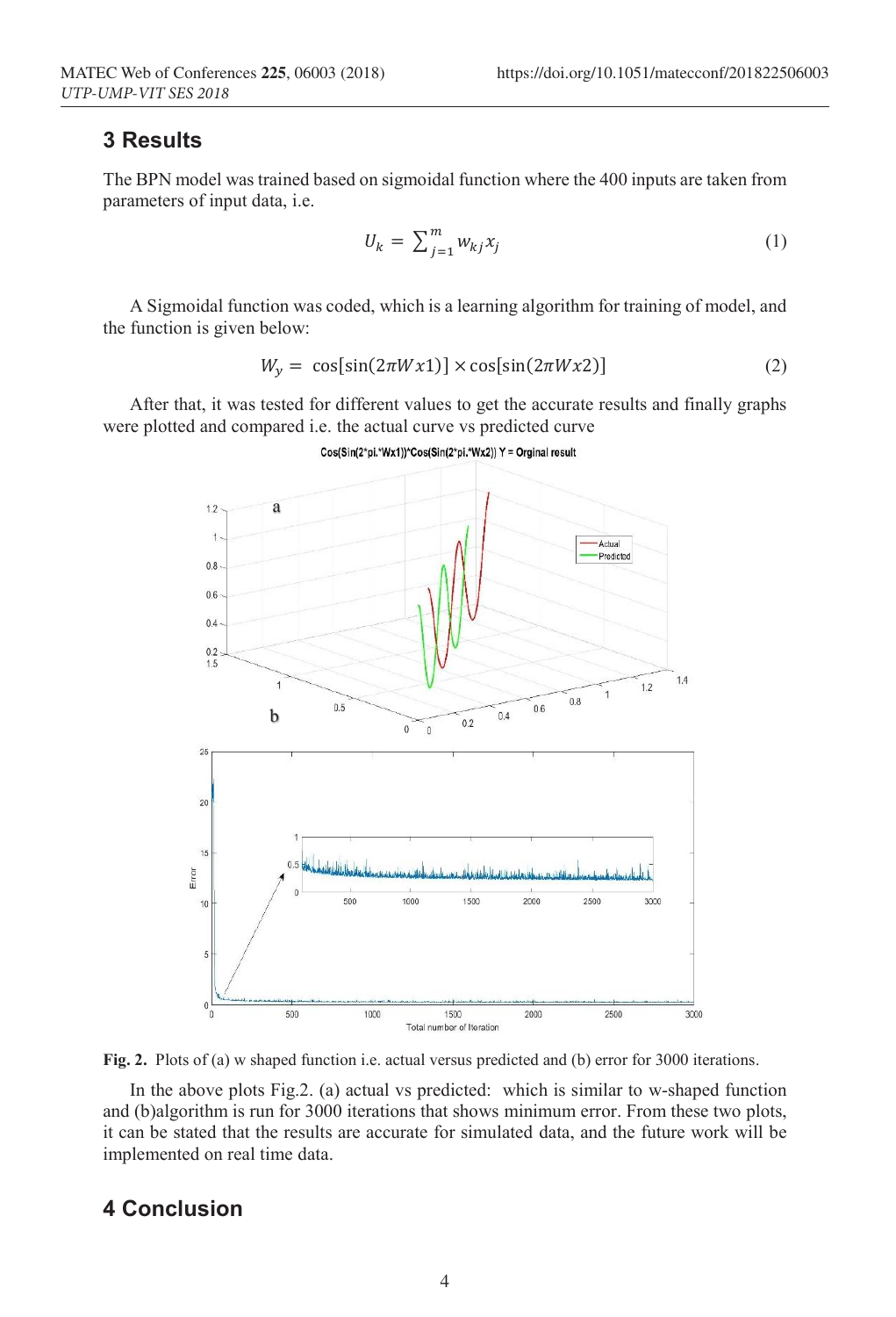## 3 Results

The BPN model was trained based on sigmoidal function where the 400 inputs are taken from parameters of input data, i.e.

$$U_k = \sum_{j=1}^{m} w_{kj} x_j \tag{1}$$

A Sigmoidal function was coded, which is a learning algorithm for training of model, and the function is given below:

$$W_y = \cos[\sin(2\pi W x1)] \times \cos[\sin(2\pi W x2)] \tag{2}$$

After that, it was tested for different values to get the accurate results and finally graphs were plotted and compared i.e. the actual curve vs predicted curve

**Fig. 2.** Plots of (a) w shaped function i.e. actual versus predicted and (b) error for 3000 iterations.

In the above plots Fig.2. (a) actual vs predicted: which is similar to w-shaped function and (b)algorithm is run for 3000 iterations that shows minimum error. From these two plots, it can be stated that the results are accurate for simulated data, and the future work will be implemented on real time data.

## 4 Conclusion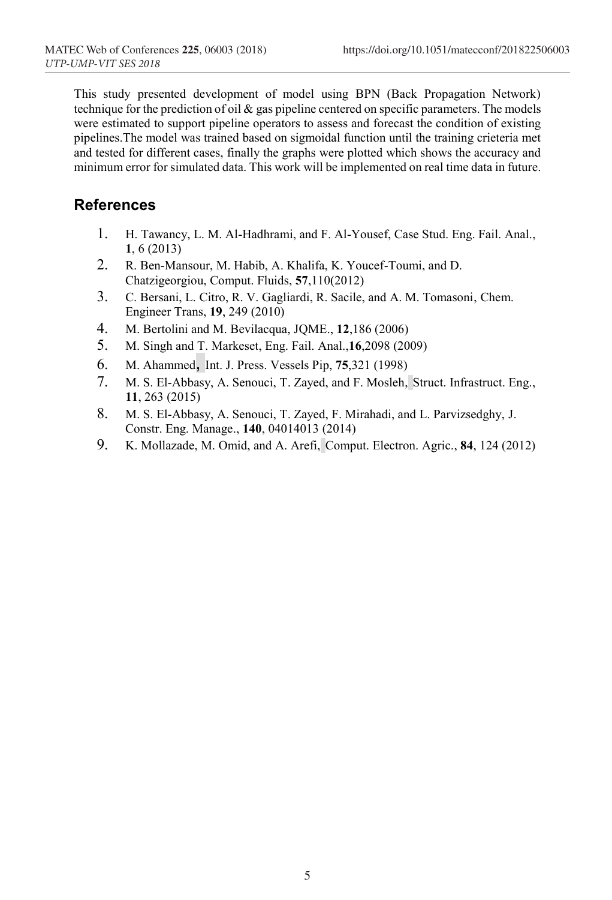This study presented development of model using BPN (Back Propagation Network) technique for the prediction of oil & gas pipeline centered on specific parameters. The models were estimated to support pipeline operators to assess and forecast the condition of existing pipelines.The model was trained based on sigmoidal function until the training crieteria met and tested for different cases, finally the graphs were plotted which shows the accuracy and minimum error for simulated data. This work will be implemented on real time data in future.

## References

1. H. Tawancy, L. M. Al-Hadhrami, and F. Al-Yousef, Case Stud. Eng. Fail. Anal., **1**, 6 (2013)
2. R. Ben-Mansour, M. Habib, A. Khalifa, K. Youcef-Toumi, and D. Chatzigeorgiou, Comput. Fluids, **57**,110(2012)
3. C. Bersani, L. Citro, R. V. Gagliardi, R. Sacile, and A. M. Tomasoni, Chem. Engineer Trans, **19**, 249 (2010)
4. M. Bertolini and M. Bevilacqua, JQME., **12**,186 (2006)
5. M. Singh and T. Markeset, Eng. Fail. Anal.,**16**,2098 (2009)
6. M. Ahammed**,** Int. J. Press. Vessels Pip, **75**,321 (1998)
7. M. S. El-Abbasy, A. Senouci, T. Zayed, and F. Mosleh, Struct. Infrastruct. Eng., **11**, 263 (2015)
8. M. S. El-Abbasy, A. Senouci, T. Zayed, F. Mirahadi, and L. Parvizsedghy, J. Constr. Eng. Manage., **140**, 04014013 (2014)
9. K. Mollazade, M. Omid, and A. Arefi, Comput. Electron. Agric., **84**, 124 (2012)